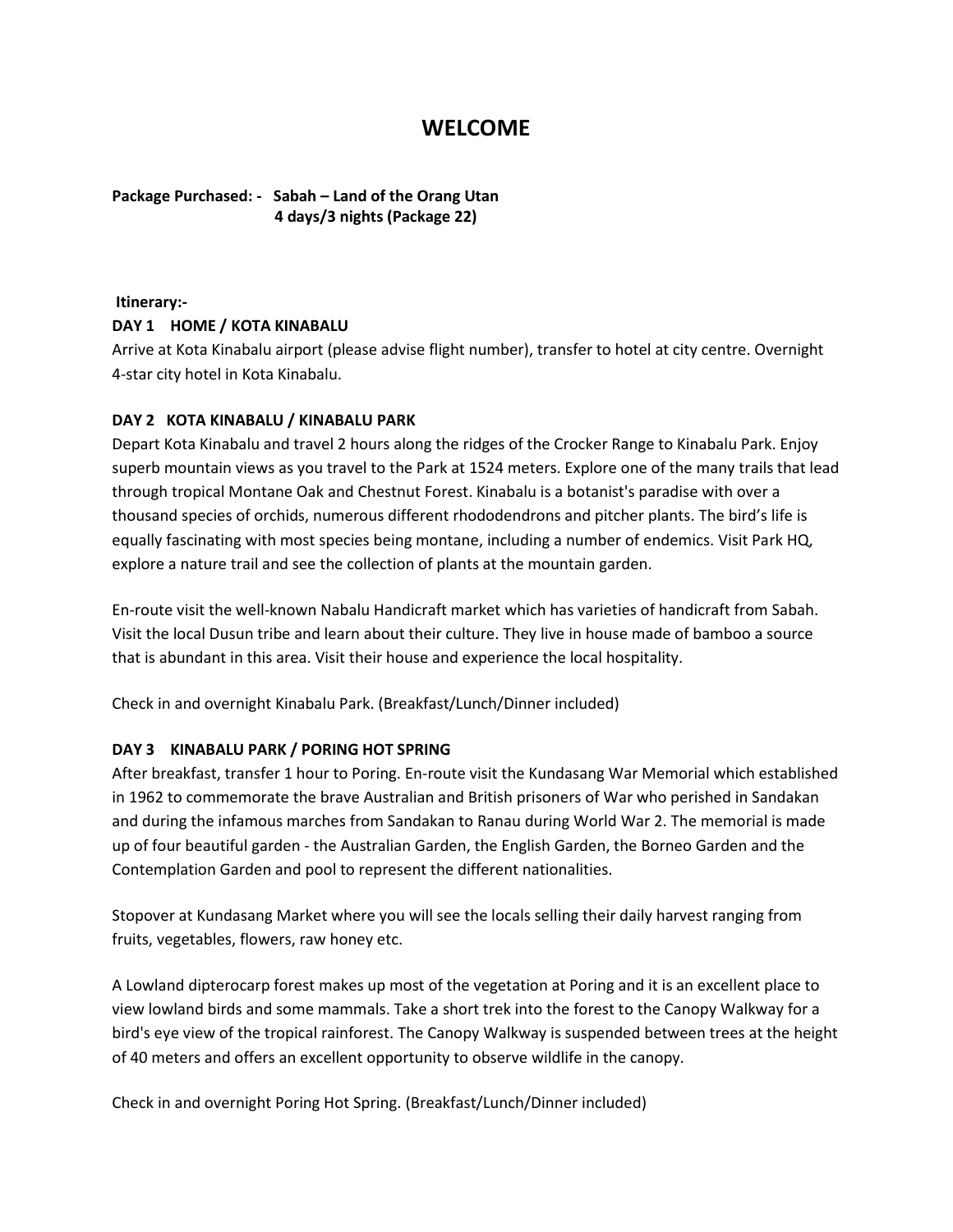# WELCOME

**Package Purchased: - Sabah – Land of the Orang Utan**
**4 days/3 nights (Package 22)**

**Itinerary:-**

**DAY 1 HOME / KOTA KINABALU**

Arrive at Kota Kinabalu airport (please advise flight number), transfer to hotel at city centre. Overnight 4-star city hotel in Kota Kinabalu.

**DAY 2 KOTA KINABALU / KINABALU PARK**

Depart Kota Kinabalu and travel 2 hours along the ridges of the Crocker Range to Kinabalu Park. Enjoy superb mountain views as you travel to the Park at 1524 meters. Explore one of the many trails that lead through tropical Montane Oak and Chestnut Forest. Kinabalu is a botanist's paradise with over a thousand species of orchids, numerous different rhododendrons and pitcher plants. The bird's life is equally fascinating with most species being montane, including a number of endemics. Visit Park HQ, explore a nature trail and see the collection of plants at the mountain garden.

En-route visit the well-known Nabalu Handicraft market which has varieties of handicraft from Sabah. Visit the local Dusun tribe and learn about their culture. They live in house made of bamboo a source that is abundant in this area. Visit their house and experience the local hospitality.

Check in and overnight Kinabalu Park. (Breakfast/Lunch/Dinner included)

**DAY 3 KINABALU PARK / PORING HOT SPRING**

After breakfast, transfer 1 hour to Poring. En-route visit the Kundasang War Memorial which established in 1962 to commemorate the brave Australian and British prisoners of War who perished in Sandakan and during the infamous marches from Sandakan to Ranau during World War 2. The memorial is made up of four beautiful garden - the Australian Garden, the English Garden, the Borneo Garden and the Contemplation Garden and pool to represent the different nationalities.

Stopover at Kundasang Market where you will see the locals selling their daily harvest ranging from fruits, vegetables, flowers, raw honey etc.

A Lowland dipterocarp forest makes up most of the vegetation at Poring and it is an excellent place to view lowland birds and some mammals. Take a short trek into the forest to the Canopy Walkway for a bird's eye view of the tropical rainforest. The Canopy Walkway is suspended between trees at the height of 40 meters and offers an excellent opportunity to observe wildlife in the canopy.

Check in and overnight Poring Hot Spring. (Breakfast/Lunch/Dinner included)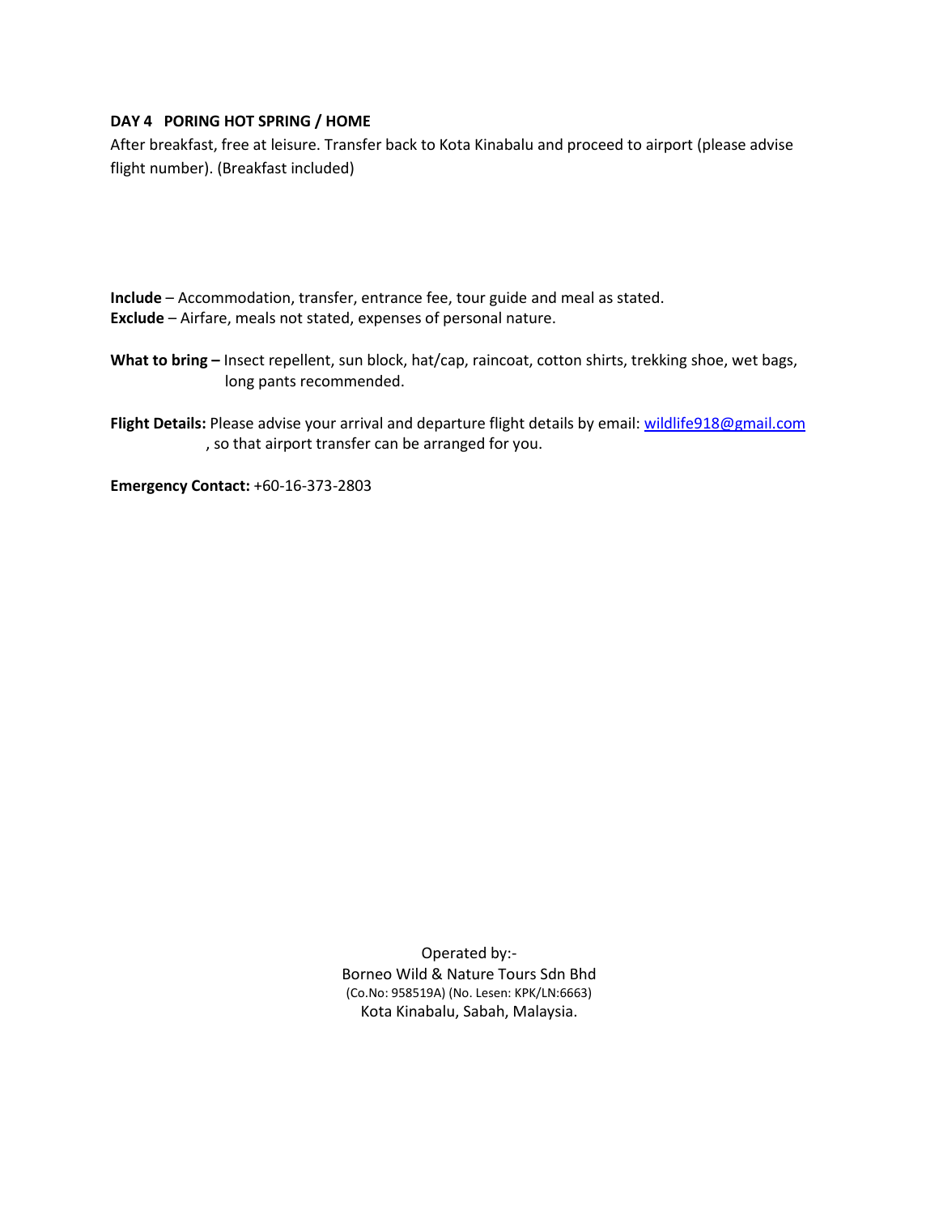**DAY 4 PORING HOT SPRING / HOME**

After breakfast, free at leisure. Transfer back to Kota Kinabalu and proceed to airport (please advise flight number). (Breakfast included)

**Include** – Accommodation, transfer, entrance fee, tour guide and meal as stated.
**Exclude** – Airfare, meals not stated, expenses of personal nature.

**What to bring –** Insect repellent, sun block, hat/cap, raincoat, cotton shirts, trekking shoe, wet bags, long pants recommended.

**Flight Details:** Please advise your arrival and departure flight details by email: wildlife918@gmail.com, so that airport transfer can be arranged for you.

**Emergency Contact:** +60-16-373-2803

Operated by:-
Borneo Wild & Nature Tours Sdn Bhd
(Co.No: 958519A) (No. Lesen: KPK/LN:6663)
Kota Kinabalu, Sabah, Malaysia.